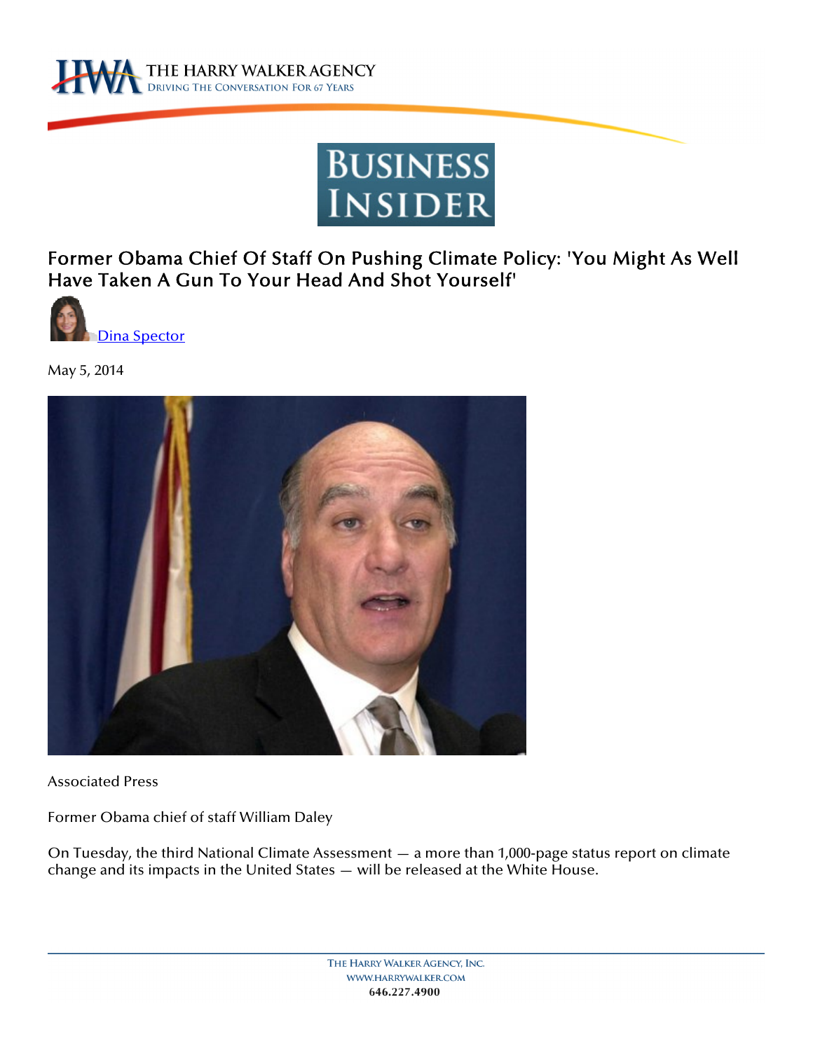# Former Obama Chief Of Staff On Pushing Climate Policy: 'You Might As Well Have Taken A Gun To Your Head And Shot Yourself'

Dina Spector

May 5, 2014

Associated Press

Former Obama chief of staff William Daley

On Tuesday, the third National Climate Assessment — a more than 1,000-page status report on climate change and its impacts in the United States — will be released at the White House.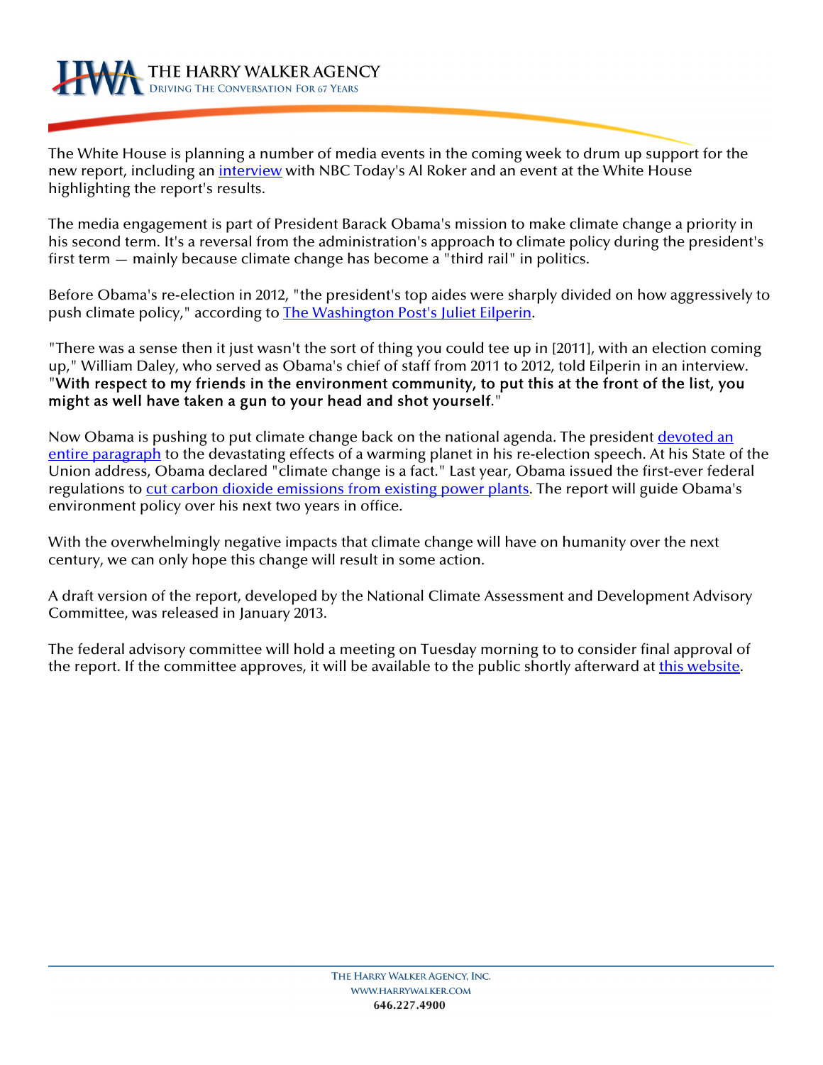The White House is planning a number of media events in the coming week to drum up support for the new report, including an interview with NBC Today's Al Roker and an event at the White House highlighting the report's results.

The media engagement is part of President Barack Obama's mission to make climate change a priority in his second term. It's a reversal from the administration's approach to climate policy during the president's first term — mainly because climate change has become a "third rail" in politics.

Before Obama's re-election in 2012, "the president's top aides were sharply divided on how aggressively to push climate policy," according to The Washington Post's Juliet Eilperin.

"There was a sense then it just wasn't the sort of thing you could tee up in [2011], with an election coming up," William Daley, who served as Obama's chief of staff from 2011 to 2012, told Eilperin in an interview. "**With respect to my friends in the environment community, to put this at the front of the list, you might as well have taken a gun to your head and shot yourself**."

Now Obama is pushing to put climate change back on the national agenda. The president devoted an entire paragraph to the devastating effects of a warming planet in his re-election speech. At his State of the Union address, Obama declared "climate change is a fact." Last year, Obama issued the first-ever federal regulations to cut carbon dioxide emissions from existing power plants. The report will guide Obama's environment policy over his next two years in office.

With the overwhelmingly negative impacts that climate change will have on humanity over the next century, we can only hope this change will result in some action.

A draft version of the report, developed by the National Climate Assessment and Development Advisory Committee, was released in January 2013.

The federal advisory committee will hold a meeting on Tuesday morning to to consider final approval of the report. If the committee approves, it will be available to the public shortly afterward at this website.